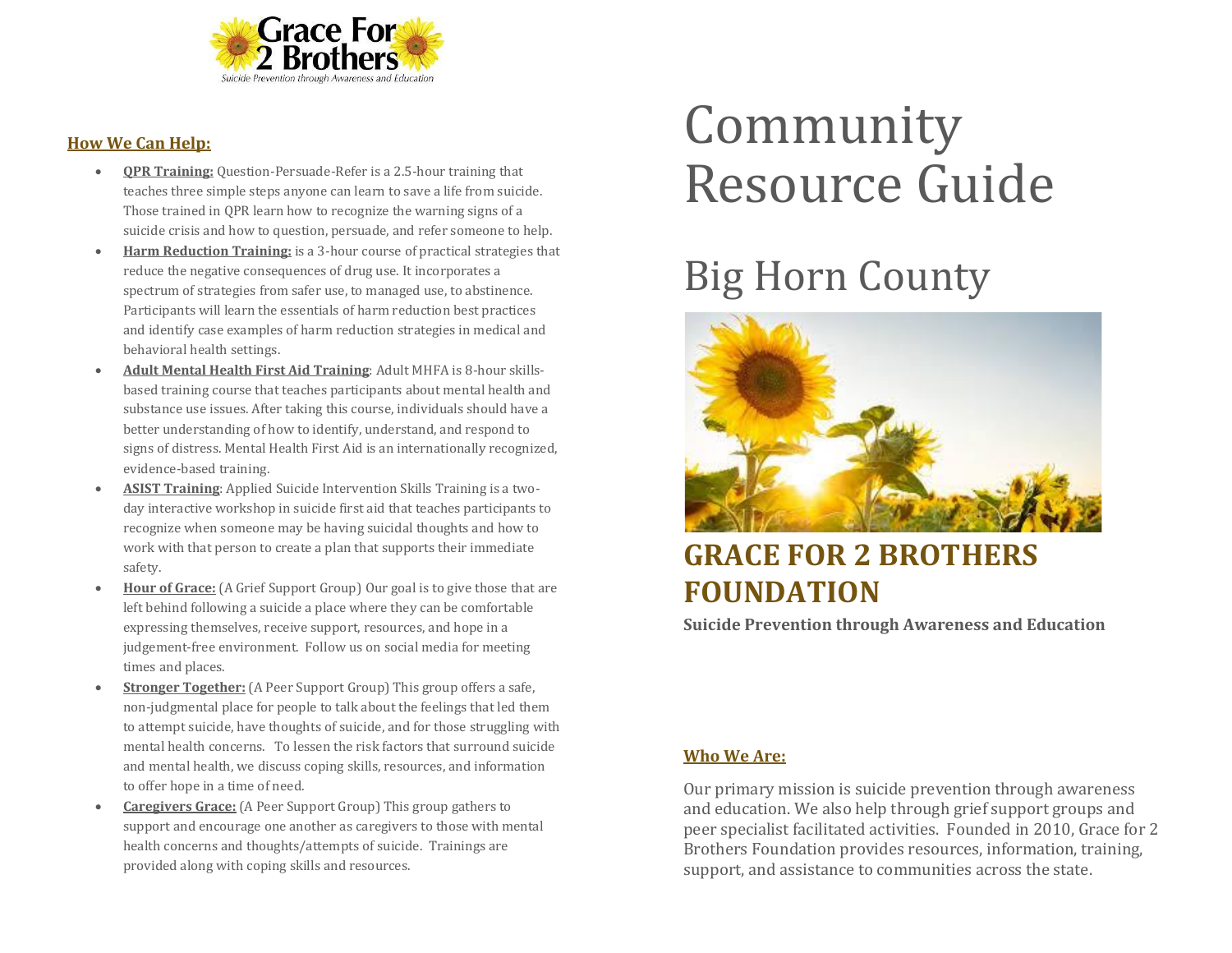Grace For 2 Brothers

*Suicide Prevention through Awareness and Education*

## How We Can Help:

- **QPR Training:** Question-Persuade-Refer is a 2.5-hour training that teaches three simple steps anyone can learn to save a life from suicide. Those trained in QPR learn how to recognize the warning signs of a suicide crisis and how to question, persuade, and refer someone to help.
- **Harm Reduction Training:** is a 3-hour course of practical strategies that reduce the negative consequences of drug use. It incorporates a spectrum of strategies from safer use, to managed use, to abstinence. Participants will learn the essentials of harm reduction best practices and identify case examples of harm reduction strategies in medical and behavioral health settings.
- **Adult Mental Health First Aid Training**: Adult MHFA is 8-hour skills-based training course that teaches participants about mental health and substance use issues. After taking this course, individuals should have a better understanding of how to identify, understand, and respond to signs of distress. Mental Health First Aid is an internationally recognized, evidence-based training.
- **ASIST Training**: Applied Suicide Intervention Skills Training is a two-day interactive workshop in suicide first aid that teaches participants to recognize when someone may be having suicidal thoughts and how to work with that person to create a plan that supports their immediate safety.
- **Hour of Grace:** (A Grief Support Group) Our goal is to give those that are left behind following a suicide a place where they can be comfortable expressing themselves, receive support, resources, and hope in a judgement-free environment. Follow us on social media for meeting times and places.
- **Stronger Together:** (A Peer Support Group) This group offers a safe, non-judgmental place for people to talk about the feelings that led them to attempt suicide, have thoughts of suicide, and for those struggling with mental health concerns. To lessen the risk factors that surround suicide and mental health, we discuss coping skills, resources, and information to offer hope in a time of need.
- **Caregivers Grace:** (A Peer Support Group) This group gathers to support and encourage one another as caregivers to those with mental health concerns and thoughts/attempts of suicide. Trainings are provided along with coping skills and resources.

# Community Resource Guide

# Big Horn County

## GRACE FOR 2 BROTHERS FOUNDATION

**Suicide Prevention through Awareness and Education**

## Who We Are:

Our primary mission is suicide prevention through awareness and education. We also help through grief support groups and peer specialist facilitated activities. Founded in 2010, Grace for 2 Brothers Foundation provides resources, information, training, support, and assistance to communities across the state.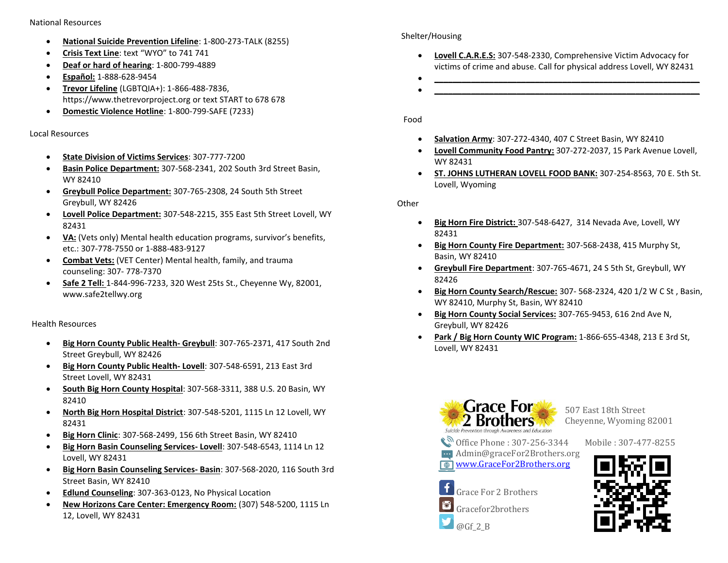National Resources

- **National Suicide Prevention Lifeline**: 1-800-273-TALK (8255)
- **Crisis Text Line**: text "WYO" to 741 741
- **Deaf or hard of hearing**: 1-800-799-4889
- **Español:** 1-888-628-9454
- **Trevor Lifeline** (LGBTQIA+): 1-866-488-7836, https://www.thetrevorproject.org or text START to 678 678
- **Domestic Violence Hotline**: 1-800-799-SAFE (7233)

Local Resources

- **State Division of Victims Services**: 307-777-7200
- **Basin Police Department:** 307-568-2341, 202 South 3rd Street Basin, WY 82410
- **Greybull Police Department:** 307-765-2308, 24 South 5th Street Greybull, WY 82426
- **Lovell Police Department:** 307-548-2215, 355 East 5th Street Lovell, WY 82431
- **VA:** (Vets only) Mental health education programs, survivor's benefits, etc.: 307-778-7550 or 1-888-483-9127
- **Combat Vets:** (VET Center) Mental health, family, and trauma counseling: 307- 778-7370
- **Safe 2 Tell:** 1-844-996-7233, 320 West 25ts St., Cheyenne Wy, 82001, www.safe2tellwy.org

Health Resources

- **Big Horn County Public Health- Greybull**: 307-765-2371, 417 South 2nd Street Greybull, WY 82426
- **Big Horn County Public Health- Lovell**: 307-548-6591, 213 East 3rd Street Lovell, WY 82431
- **South Big Horn County Hospital**: 307-568-3311, 388 U.S. 20 Basin, WY 82410
- **North Big Horn Hospital District**: 307-548-5201, 1115 Ln 12 Lovell, WY 82431
- **Big Horn Clinic**: 307-568-2499, 156 6th Street Basin, WY 82410
- **Big Horn Basin Counseling Services- Lovell**: 307-548-6543, 1114 Ln 12 Lovell, WY 82431
- **Big Horn Basin Counseling Services- Basin**: 307-568-2020, 116 South 3rd Street Basin, WY 82410
- **Edlund Counseling**: 307-363-0123, No Physical Location
- **New Horizons Care Center: Emergency Room:** (307) 548-5200, 1115 Ln 12, Lovell, WY 82431

Shelter/Housing

- **Lovell C.A.R.E.S:** 307-548-2330, Comprehensive Victim Advocacy for victims of crime and abuse. Call for physical address Lovell, WY 82431
- ______________________________________________
- ______________________________________________

Food

- **Salvation Army**: 307-272-4340, 407 C Street Basin, WY 82410
- **Lovell Community Food Pantry:** 307-272-2037, 15 Park Avenue Lovell, WY 82431
- **ST. JOHNS LUTHERAN LOVELL FOOD BANK:** 307-254-8563, 70 E. 5th St. Lovell, Wyoming

Other

- **Big Horn Fire District:** 307-548-6427, 314 Nevada Ave, Lovell, WY 82431
- **Big Horn County Fire Department:** 307-568-2438, 415 Murphy St, Basin, WY 82410
- **Greybull Fire Department**: 307-765-4671, 24 S 5th St, Greybull, WY 82426
- **Big Horn County Search/Rescue:** 307- 568-2324, 420 1/2 W C St , Basin, WY 82410, Murphy St, Basin, WY 82410
- **Big Horn County Social Services:** 307-765-9453, 616 2nd Ave N, Greybull, WY 82426
- **Park / Big Horn County WIC Program:** 1-866-655-4348, 213 E 3rd St, Lovell, WY 82431

Grace For 2 Brothers

Suicide Prevention through Awareness and Education

507 East 18th Street
Cheyenne, Wyoming 82001

Office Phone : 307-256-3344 Mobile : 307-477-8255

Admin@graceFor2Brothers.org

www.GraceFor2Brothers.org

Grace For 2 Brothers

Gracefor2brothers

@Gf_2_B